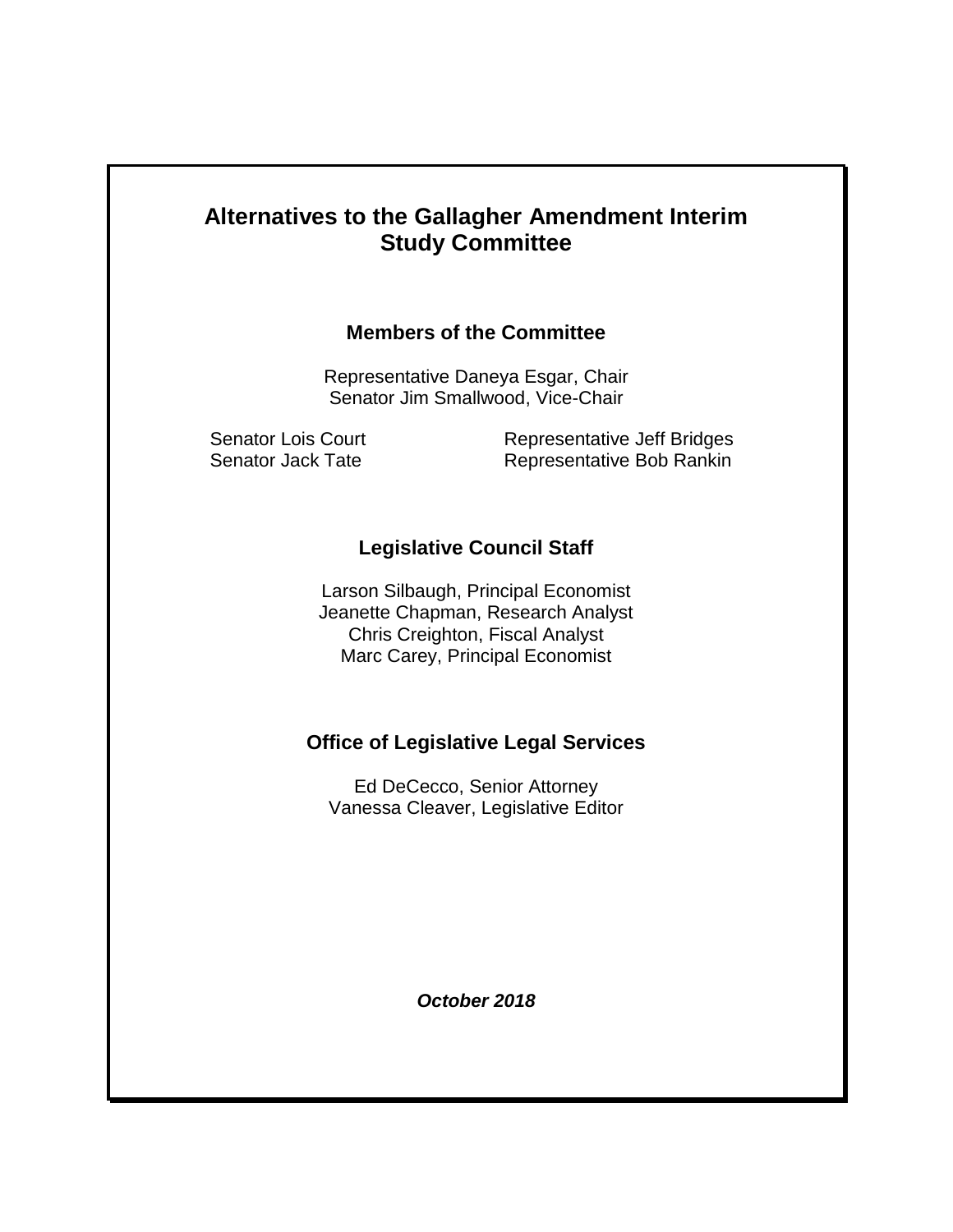# Alternatives to the Gallagher Amendment Interim Study Committee

## Members of the Committee

Representative Daneya Esgar, Chair
Senator Jim Smallwood, Vice-Chair

Senator Lois Court
Senator Jack Tate
Representative Jeff Bridges
Representative Bob Rankin

## Legislative Council Staff

Larson Silbaugh, Principal Economist
Jeanette Chapman, Research Analyst
Chris Creighton, Fiscal Analyst
Marc Carey, Principal Economist

## Office of Legislative Legal Services

Ed DeCecco, Senior Attorney
Vanessa Cleaver, Legislative Editor

***October 2018***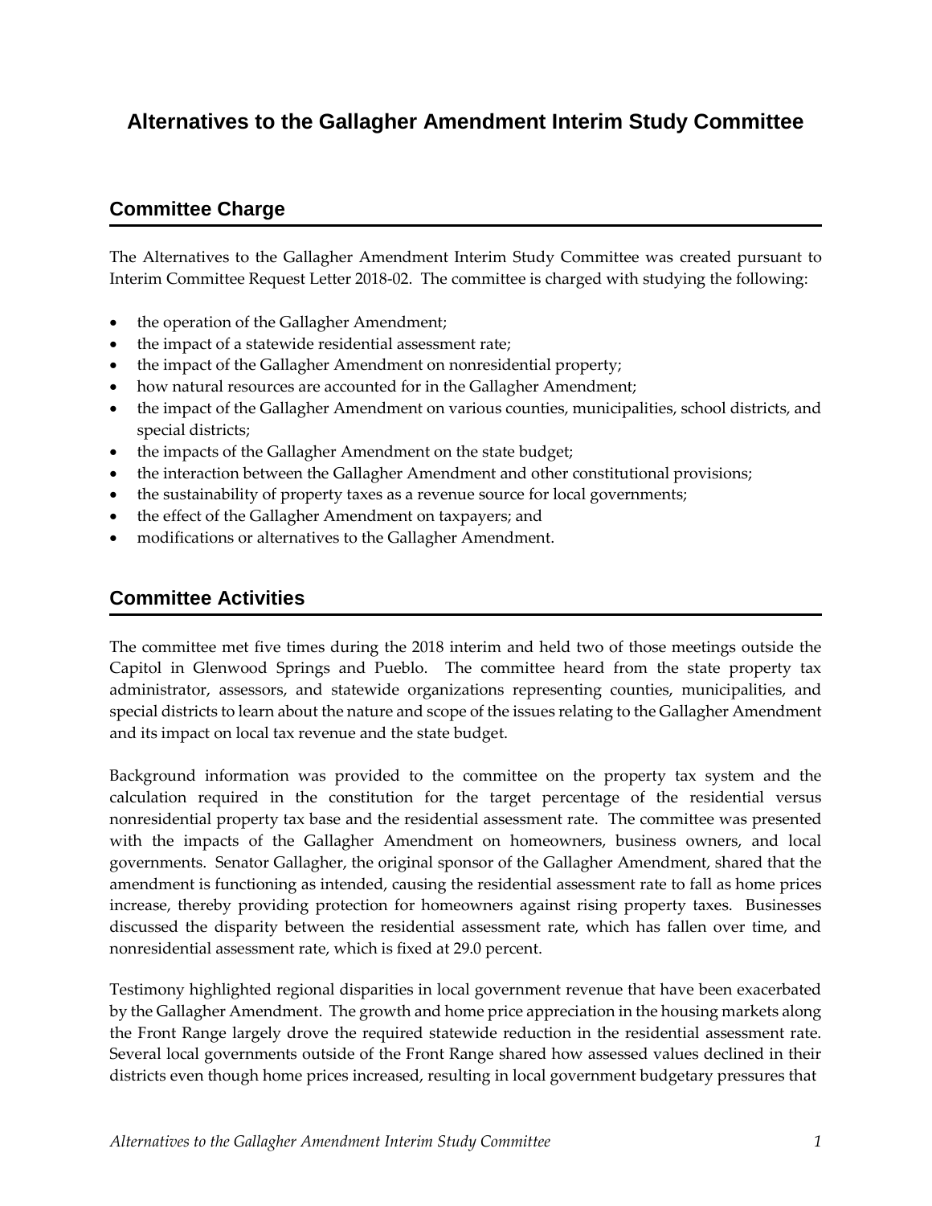# Alternatives to the Gallagher Amendment Interim Study Committee

## Committee Charge

The Alternatives to the Gallagher Amendment Interim Study Committee was created pursuant to Interim Committee Request Letter 2018-02. The committee is charged with studying the following:

- the operation of the Gallagher Amendment;
- the impact of a statewide residential assessment rate;
- the impact of the Gallagher Amendment on nonresidential property;
- how natural resources are accounted for in the Gallagher Amendment;
- the impact of the Gallagher Amendment on various counties, municipalities, school districts, and special districts;
- the impacts of the Gallagher Amendment on the state budget;
- the interaction between the Gallagher Amendment and other constitutional provisions;
- the sustainability of property taxes as a revenue source for local governments;
- the effect of the Gallagher Amendment on taxpayers; and
- modifications or alternatives to the Gallagher Amendment.

## Committee Activities

The committee met five times during the 2018 interim and held two of those meetings outside the Capitol in Glenwood Springs and Pueblo. The committee heard from the state property tax administrator, assessors, and statewide organizations representing counties, municipalities, and special districts to learn about the nature and scope of the issues relating to the Gallagher Amendment and its impact on local tax revenue and the state budget.

Background information was provided to the committee on the property tax system and the calculation required in the constitution for the target percentage of the residential versus nonresidential property tax base and the residential assessment rate. The committee was presented with the impacts of the Gallagher Amendment on homeowners, business owners, and local governments. Senator Gallagher, the original sponsor of the Gallagher Amendment, shared that the amendment is functioning as intended, causing the residential assessment rate to fall as home prices increase, thereby providing protection for homeowners against rising property taxes. Businesses discussed the disparity between the residential assessment rate, which has fallen over time, and nonresidential assessment rate, which is fixed at 29.0 percent.

Testimony highlighted regional disparities in local government revenue that have been exacerbated by the Gallagher Amendment. The growth and home price appreciation in the housing markets along the Front Range largely drove the required statewide reduction in the residential assessment rate. Several local governments outside of the Front Range shared how assessed values declined in their districts even though home prices increased, resulting in local government budgetary pressures that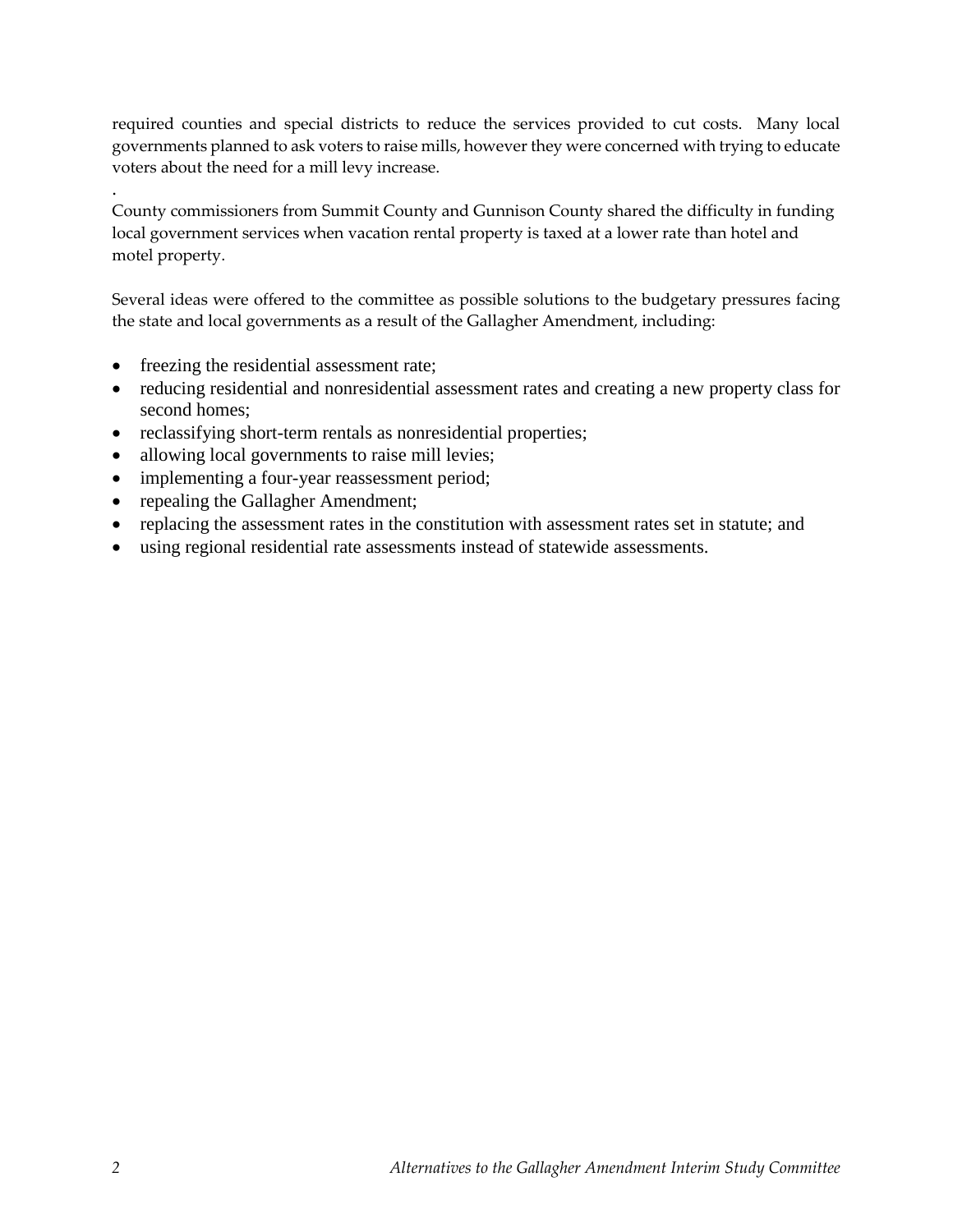required counties and special districts to reduce the services provided to cut costs. Many local governments planned to ask voters to raise mills, however they were concerned with trying to educate voters about the need for a mill levy increase.

.
County commissioners from Summit County and Gunnison County shared the difficulty in funding local government services when vacation rental property is taxed at a lower rate than hotel and motel property.

Several ideas were offered to the committee as possible solutions to the budgetary pressures facing the state and local governments as a result of the Gallagher Amendment, including:

- freezing the residential assessment rate;
- reducing residential and nonresidential assessment rates and creating a new property class for second homes;
- reclassifying short-term rentals as nonresidential properties;
- allowing local governments to raise mill levies;
- implementing a four-year reassessment period;
- repealing the Gallagher Amendment;
- replacing the assessment rates in the constitution with assessment rates set in statute; and
- using regional residential rate assessments instead of statewide assessments.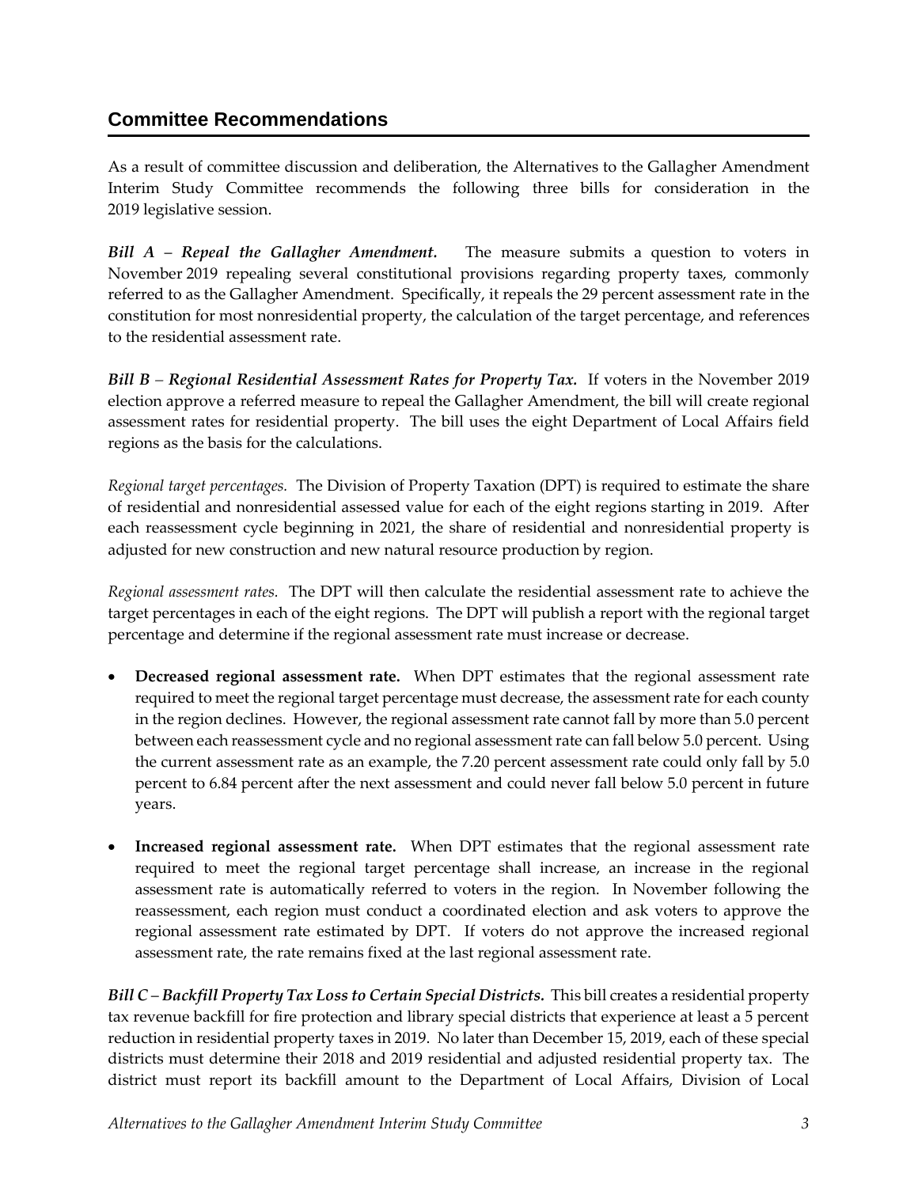## Committee Recommendations

As a result of committee discussion and deliberation, the Alternatives to the Gallagher Amendment Interim Study Committee recommends the following three bills for consideration in the 2019 legislative session.

***Bill A – Repeal the Gallagher Amendment.*** The measure submits a question to voters in November 2019 repealing several constitutional provisions regarding property taxes, commonly referred to as the Gallagher Amendment. Specifically, it repeals the 29 percent assessment rate in the constitution for most nonresidential property, the calculation of the target percentage, and references to the residential assessment rate.

***Bill B – Regional Residential Assessment Rates for Property Tax.*** If voters in the November 2019 election approve a referred measure to repeal the Gallagher Amendment, the bill will create regional assessment rates for residential property. The bill uses the eight Department of Local Affairs field regions as the basis for the calculations.

*Regional target percentages.* The Division of Property Taxation (DPT) is required to estimate the share of residential and nonresidential assessed value for each of the eight regions starting in 2019. After each reassessment cycle beginning in 2021, the share of residential and nonresidential property is adjusted for new construction and new natural resource production by region.

*Regional assessment rates.* The DPT will then calculate the residential assessment rate to achieve the target percentages in each of the eight regions. The DPT will publish a report with the regional target percentage and determine if the regional assessment rate must increase or decrease.

- **Decreased regional assessment rate.** When DPT estimates that the regional assessment rate required to meet the regional target percentage must decrease, the assessment rate for each county in the region declines. However, the regional assessment rate cannot fall by more than 5.0 percent between each reassessment cycle and no regional assessment rate can fall below 5.0 percent. Using the current assessment rate as an example, the 7.20 percent assessment rate could only fall by 5.0 percent to 6.84 percent after the next assessment and could never fall below 5.0 percent in future years.
- **Increased regional assessment rate.** When DPT estimates that the regional assessment rate required to meet the regional target percentage shall increase, an increase in the regional assessment rate is automatically referred to voters in the region. In November following the reassessment, each region must conduct a coordinated election and ask voters to approve the regional assessment rate estimated by DPT. If voters do not approve the increased regional assessment rate, the rate remains fixed at the last regional assessment rate.

***Bill C – Backfill Property Tax Loss to Certain Special Districts.*** This bill creates a residential property tax revenue backfill for fire protection and library special districts that experience at least a 5 percent reduction in residential property taxes in 2019. No later than December 15, 2019, each of these special districts must determine their 2018 and 2019 residential and adjusted residential property tax. The district must report its backfill amount to the Department of Local Affairs, Division of Local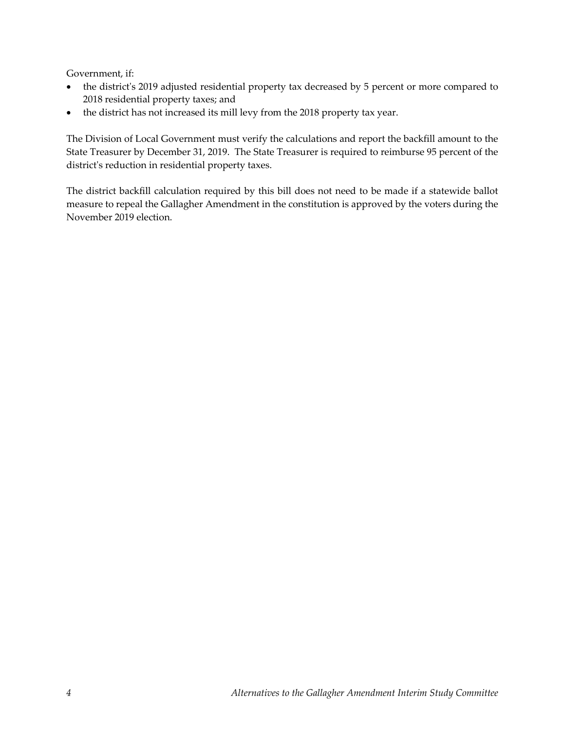Government, if:

- the district's 2019 adjusted residential property tax decreased by 5 percent or more compared to 2018 residential property taxes; and
- the district has not increased its mill levy from the 2018 property tax year.

The Division of Local Government must verify the calculations and report the backfill amount to the State Treasurer by December 31, 2019. The State Treasurer is required to reimburse 95 percent of the district's reduction in residential property taxes.

The district backfill calculation required by this bill does not need to be made if a statewide ballot measure to repeal the Gallagher Amendment in the constitution is approved by the voters during the November 2019 election.